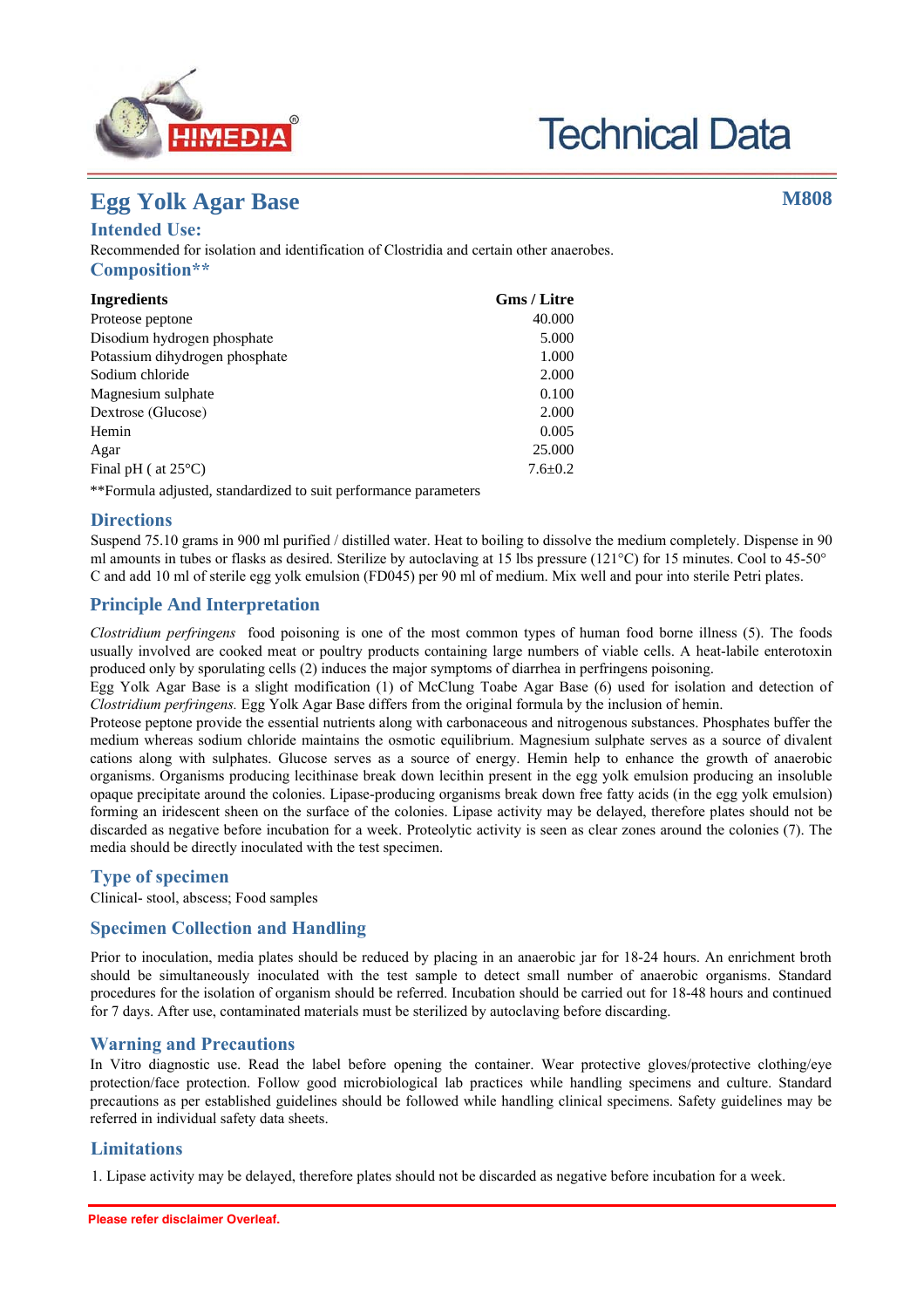# Egg Yolk Agar Base

**M808**

## Intended Use:

Recommended for isolation and identification of Clostridia and certain other anaerobes.

## Composition**

| Ingredients | Gms / Litre |
|---|---|
| Proteose peptone | 40.000 |
| Disodium hydrogen phosphate | 5.000 |
| Potassium dihydrogen phosphate | 1.000 |
| Sodium chloride | 2.000 |
| Magnesium sulphate | 0.100 |
| Dextrose (Glucose) | 2.000 |
| Hemin | 0.005 |
| Agar | 25.000 |
| Final pH ( at 25°C) | 7.6±0.2 |

**Formula adjusted, standardized to suit performance parameters

## Directions

Suspend 75.10 grams in 900 ml purified / distilled water. Heat to boiling to dissolve the medium completely. Dispense in 90 ml amounts in tubes or flasks as desired. Sterilize by autoclaving at 15 lbs pressure (121°C) for 15 minutes. Cool to 45-50° C and add 10 ml of sterile egg yolk emulsion (FD045) per 90 ml of medium. Mix well and pour into sterile Petri plates.

## Principle And Interpretation

*Clostridium perfringens* food poisoning is one of the most common types of human food borne illness (5). The foods usually involved are cooked meat or poultry products containing large numbers of viable cells. A heat-labile enterotoxin produced only by sporulating cells (2) induces the major symptoms of diarrhea in perfringens poisoning.

Egg Yolk Agar Base is a slight modification (1) of McClung Toabe Agar Base (6) used for isolation and detection of *Clostridium perfringens.* Egg Yolk Agar Base differs from the original formula by the inclusion of hemin.

Proteose peptone provide the essential nutrients along with carbonaceous and nitrogenous substances. Phosphates buffer the medium whereas sodium chloride maintains the osmotic equilibrium. Magnesium sulphate serves as a source of divalent cations along with sulphates. Glucose serves as a source of energy. Hemin help to enhance the growth of anaerobic organisms. Organisms producing lecithinase break down lecithin present in the egg yolk emulsion producing an insoluble opaque precipitate around the colonies. Lipase-producing organisms break down free fatty acids (in the egg yolk emulsion) forming an iridescent sheen on the surface of the colonies. Lipase activity may be delayed, therefore plates should not be discarded as negative before incubation for a week. Proteolytic activity is seen as clear zones around the colonies (7). The media should be directly inoculated with the test specimen.

## Type of specimen

Clinical- stool, abscess; Food samples

## Specimen Collection and Handling

Prior to inoculation, media plates should be reduced by placing in an anaerobic jar for 18-24 hours. An enrichment broth should be simultaneously inoculated with the test sample to detect small number of anaerobic organisms. Standard procedures for the isolation of organism should be referred. Incubation should be carried out for 18-48 hours and continued for 7 days. After use, contaminated materials must be sterilized by autoclaving before discarding.

## Warning and Precautions

In Vitro diagnostic use. Read the label before opening the container. Wear protective gloves/protective clothing/eye protection/face protection. Follow good microbiological lab practices while handling specimens and culture. Standard precautions as per established guidelines should be followed while handling clinical specimens. Safety guidelines may be referred in individual safety data sheets.

## Limitations

1. Lipase activity may be delayed, therefore plates should not be discarded as negative before incubation for a week.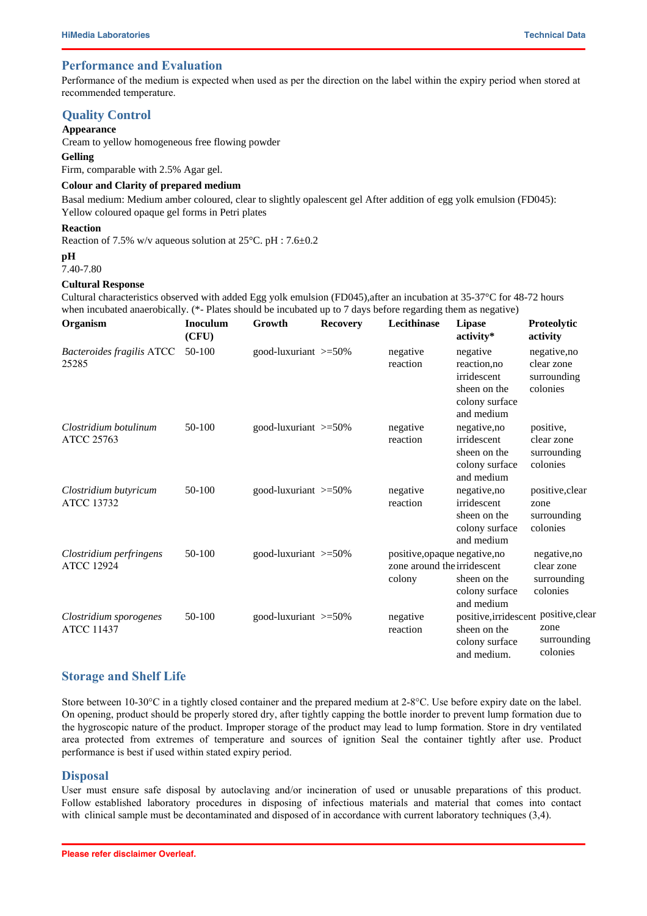## Performance and Evaluation

Performance of the medium is expected when used as per the direction on the label within the expiry period when stored at recommended temperature.

## Quality Control

**Appearance**

Cream to yellow homogeneous free flowing powder

**Gelling**

Firm, comparable with 2.5% Agar gel.

**Colour and Clarity of prepared medium**

Basal medium: Medium amber coloured, clear to slightly opalescent gel After addition of egg yolk emulsion (FD045): Yellow coloured opaque gel forms in Petri plates

**Reaction**

Reaction of 7.5% w/v aqueous solution at 25°C. pH : 7.6±0.2

**pH**

7.40-7.80

**Cultural Response**

Cultural characteristics observed with added Egg yolk emulsion (FD045),after an incubation at 35-37°C for 48-72 hours when incubated anaerobically. (*- Plates should be incubated up to 7 days before regarding them as negative)

| Organism | Inoculum (CFU) | Growth | Recovery | Lecithinase | Lipase activity* | Proteolytic activity |
|---|---|---|---|---|---|---|
| *Bacteroides fragilis* ATCC 25285 | 50-100 | good-luxuriant | >=50% | negative reaction | negative reaction,no irridescent sheen on the colony surface and medium | negative,no clear zone surrounding colonies |
| *Clostridium botulinum* ATCC 25763 | 50-100 | good-luxuriant | >=50% | negative reaction | negative,no irridescent sheen on the colony surface and medium | positive, clear zone surrounding colonies |
| *Clostridium butyricum* ATCC 13732 | 50-100 | good-luxuriant | >=50% | negative reaction | negative,no irridescent sheen on the colony surface and medium | positive,clear zone surrounding colonies |
| *Clostridium perfringens* ATCC 12924 | 50-100 | good-luxuriant | >=50% | positive,opaque zone around the colony | negative,no irridescent sheen on the colony surface and medium | negative,no clear zone surrounding colonies |
| *Clostridium sporogenes* ATCC 11437 | 50-100 | good-luxuriant | >=50% | negative reaction | positive,irridescent sheen on the colony surface and medium. | positive,clear zone surrounding colonies |

## Storage and Shelf Life

Store between 10-30°C in a tightly closed container and the prepared medium at 2-8°C. Use before expiry date on the label. On opening, product should be properly stored dry, after tightly capping the bottle inorder to prevent lump formation due to the hygroscopic nature of the product. Improper storage of the product may lead to lump formation. Store in dry ventilated area protected from extremes of temperature and sources of ignition Seal the container tightly after use. Product performance is best if used within stated expiry period.

## Disposal

User must ensure safe disposal by autoclaving and/or incineration of used or unusable preparations of this product. Follow established laboratory procedures in disposing of infectious materials and material that comes into contact with clinical sample must be decontaminated and disposed of in accordance with current laboratory techniques (3,4).

Please refer disclaimer Overleaf.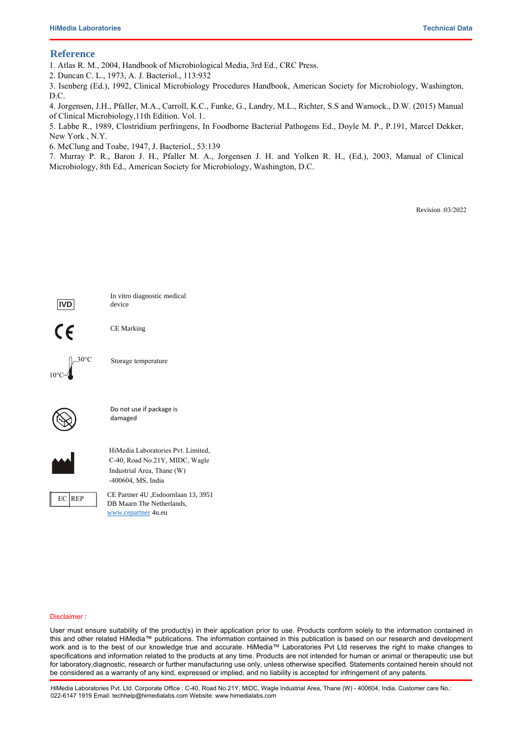## Reference

1. Atlas R. M., 2004, Handbook of Microbiological Media, 3rd Ed., CRC Press.
2. Duncan C. L., 1973, A. J. Bacteriol., 113:932
3. Isenberg (Ed.), 1992, Clinical Microbiology Procedures Handbook, American Society for Microbiology, Washington, D.C.
4. Jorgensen, J.H., Pfaller, M.A., Carroll, K.C., Funke, G., Landry, M.L., Richter, S.S and Warnock., D.W. (2015) Manual of Clinical Microbiology,11th Edition. Vol. 1.
5. Labbe R., 1989, Clostridium perfringens, In Foodborne Bacterial Pathogens Ed., Doyle M. P., P.191, Marcel Dekker, New York , N.Y.
6. McClung and Toabe, 1947, J. Bacteriol., 53:139
7. Murray P. R., Baron J. H., Pfaller M. A., Jorgensen J. H. and Yolken R. H., (Ed.), 2003, Manual of Clinical Microbiology, 8th Ed., American Society for Microbiology, Washington, D.C.

Revision :03/2022

IVD — In vitro diagnostic medical device

CE Marking

10°C – 30°C — Storage temperature

Do not use if package is damaged

HiMedia Laboratories Pvt. Limited, C-40, Road No.21Y, MIDC, Wagle Industrial Area, Thane (W) -400604, MS, India

EC REP — CE Partner 4U ,Esdoornlaan 13, 3951 DB Maarn The Netherlands, www.cepartner 4u.eu

Disclaimer :

User must ensure suitability of the product(s) in their application prior to use. Products conform solely to the information contained in this and other related HiMedia™ publications. The information contained in this publication is based on our research and development work and is to the best of our knowledge true and accurate. HiMedia™ Laboratories Pvt Ltd reserves the right to make changes to specifications and information related to the products at any time. Products are not intended for human or animal or therapeutic use but for laboratory,diagnostic, research or further manufacturing use only, unless otherwise specified. Statements contained herein should not be considered as a warranty of any kind, expressed or implied, and no liability is accepted for infringement of any patents.

HiMedia Laboratories Pvt. Ltd. Corporate Office : C-40, Road No.21Y, MIDC, Wagle Industrial Area, Thane (W) - 400604, India. Customer care No.: 022-6147 1919 Email: techhelp@himedialabs.com Website: www.himedialabs.com